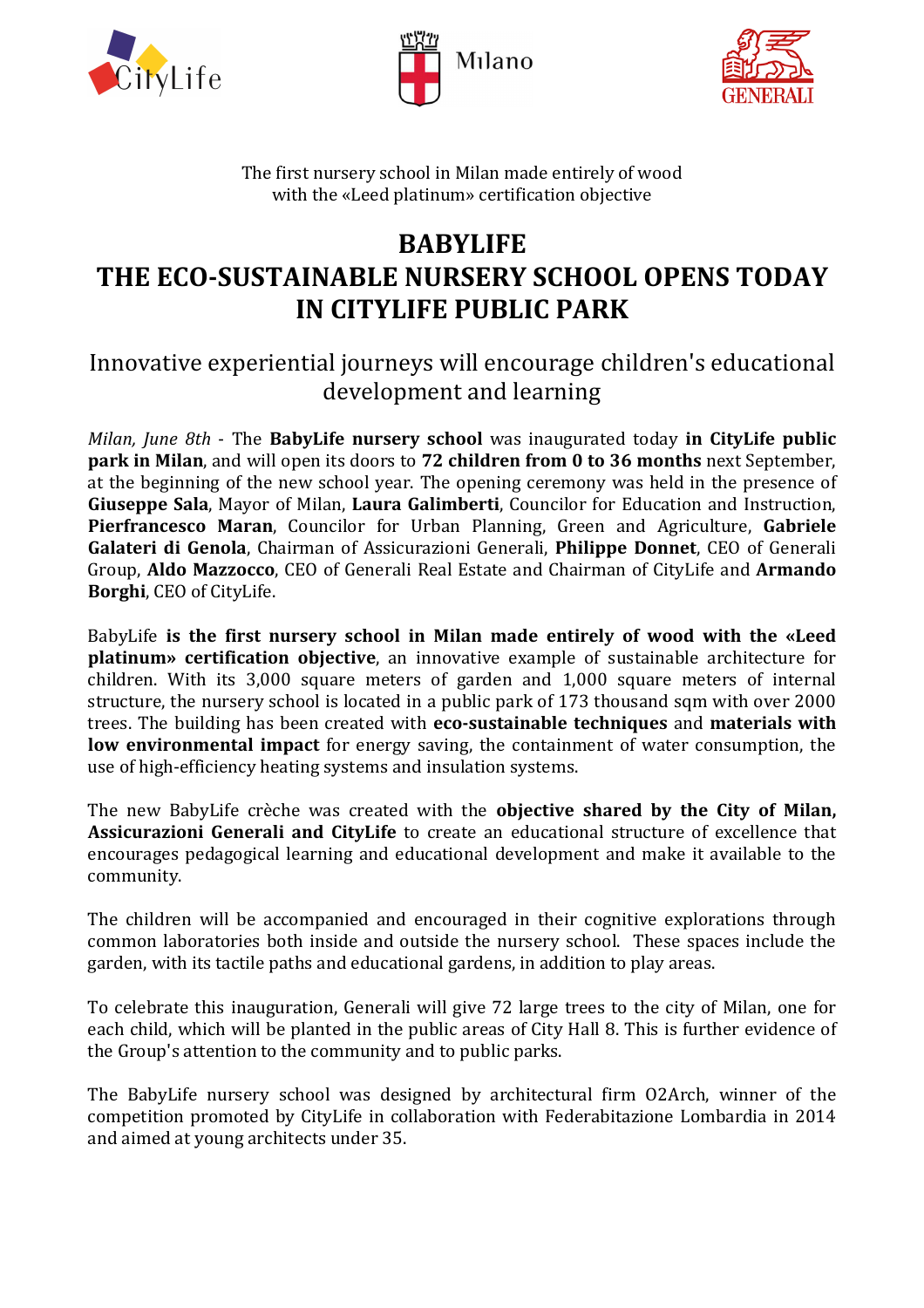The first nursery school in Milan made entirely of wood
with the «Leed platinum» certification objective

# BABYLIFE
# THE ECO-SUSTAINABLE NURSERY SCHOOL OPENS TODAY IN CITYLIFE PUBLIC PARK

## Innovative experiential journeys will encourage children's educational development and learning

*Milan, June 8th* - The **BabyLife nursery school** was inaugurated today **in CityLife public park in Milan**, and will open its doors to **72 children from 0 to 36 months** next September, at the beginning of the new school year. The opening ceremony was held in the presence of **Giuseppe Sala**, Mayor of Milan, **Laura Galimberti**, Councilor for Education and Instruction, **Pierfrancesco Maran**, Councilor for Urban Planning, Green and Agriculture, **Gabriele Galateri di Genola**, Chairman of Assicurazioni Generali, **Philippe Donnet**, CEO of Generali Group, **Aldo Mazzocco**, CEO of Generali Real Estate and Chairman of CityLife and **Armando Borghi**, CEO of CityLife.

BabyLife **is the first nursery school in Milan made entirely of wood with the «Leed platinum» certification objective**, an innovative example of sustainable architecture for children. With its 3,000 square meters of garden and 1,000 square meters of internal structure, the nursery school is located in a public park of 173 thousand sqm with over 2000 trees. The building has been created with **eco-sustainable techniques** and **materials with low environmental impact** for energy saving, the containment of water consumption, the use of high-efficiency heating systems and insulation systems.

The new BabyLife crèche was created with the **objective shared by the City of Milan, Assicurazioni Generali and CityLife** to create an educational structure of excellence that encourages pedagogical learning and educational development and make it available to the community.

The children will be accompanied and encouraged in their cognitive explorations through common laboratories both inside and outside the nursery school. These spaces include the garden, with its tactile paths and educational gardens, in addition to play areas.

To celebrate this inauguration, Generali will give 72 large trees to the city of Milan, one for each child, which will be planted in the public areas of City Hall 8. This is further evidence of the Group's attention to the community and to public parks.

The BabyLife nursery school was designed by architectural firm O2Arch, winner of the competition promoted by CityLife in collaboration with Federabitazione Lombardia in 2014 and aimed at young architects under 35.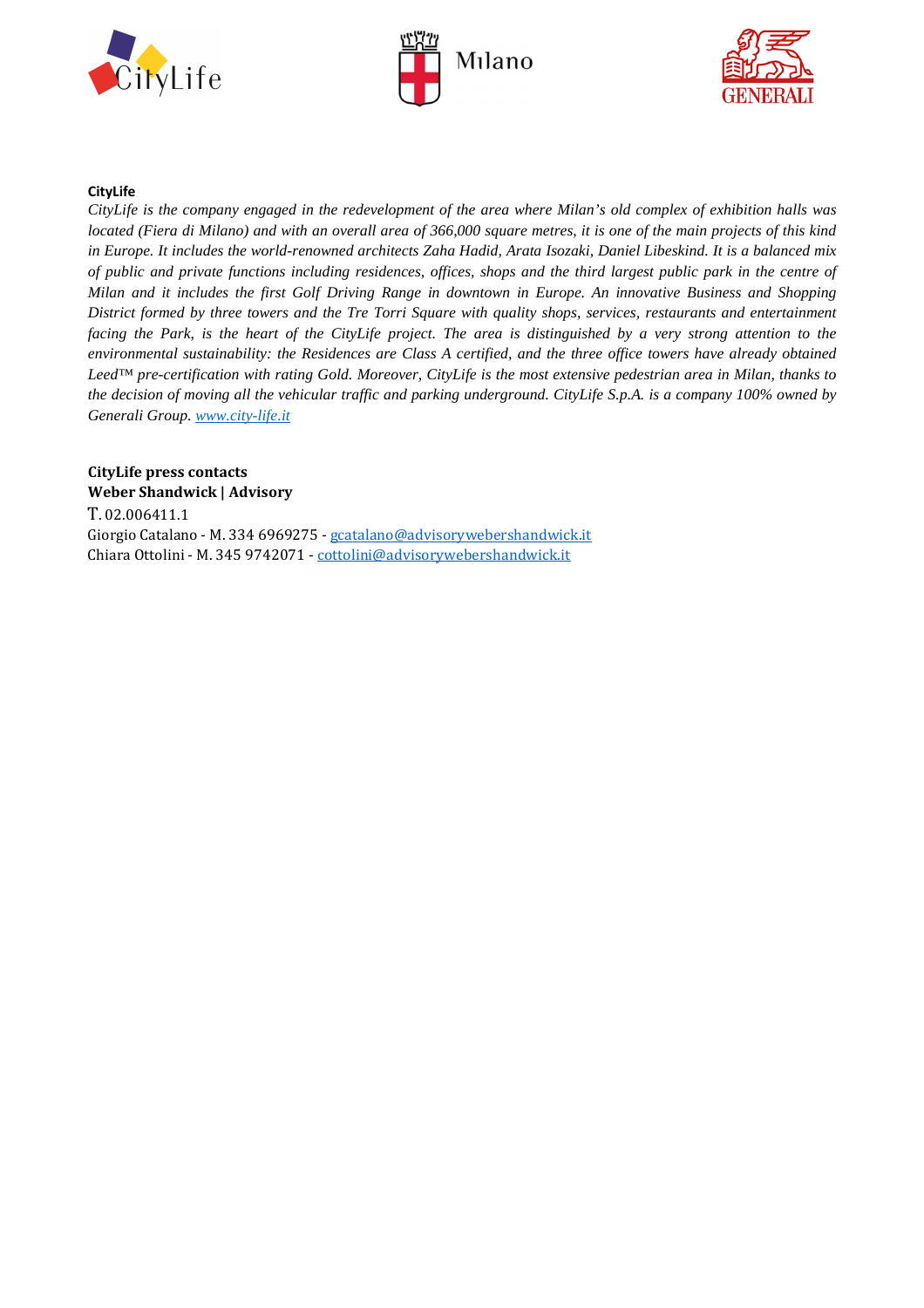**CityLife**

*CityLife is the company engaged in the redevelopment of the area where Milan's old complex of exhibition halls was located (Fiera di Milano) and with an overall area of 366,000 square metres, it is one of the main projects of this kind in Europe. It includes the world-renowned architects Zaha Hadid, Arata Isozaki, Daniel Libeskind. It is a balanced mix of public and private functions including residences, offices, shops and the third largest public park in the centre of Milan and it includes the first Golf Driving Range in downtown in Europe. An innovative Business and Shopping District formed by three towers and the Tre Torri Square with quality shops, services, restaurants and entertainment facing the Park, is the heart of the CityLife project. The area is distinguished by a very strong attention to the environmental sustainability: the Residences are Class A certified, and the three office towers have already obtained Leed™ pre-certification with rating Gold. Moreover, CityLife is the most extensive pedestrian area in Milan, thanks to the decision of moving all the vehicular traffic and parking underground. CityLife S.p.A. is a company 100% owned by Generali Group. www.city-life.it*

**CityLife press contacts**
**Weber Shandwick | Advisory**
T. 02.006411.1
Giorgio Catalano - M. 334 6969275 - gcatalano@advisorywebershandwick.it
Chiara Ottolini - M. 345 9742071 - cottolini@advisorywebershandwick.it